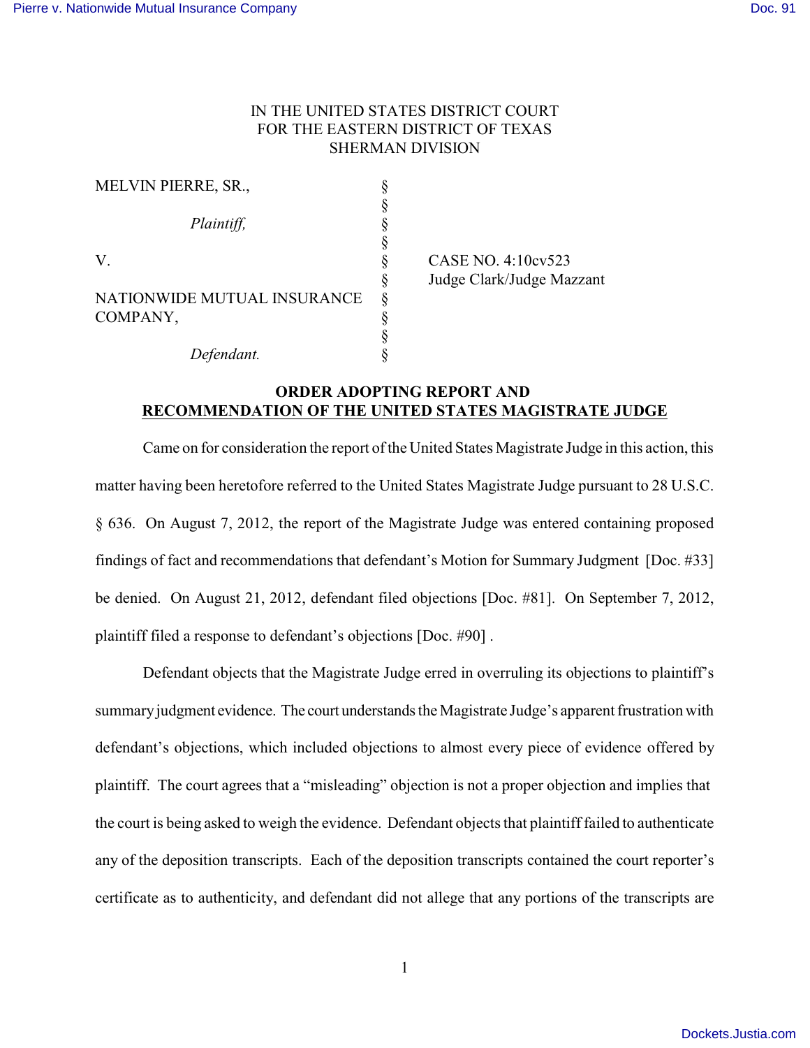IN THE UNITED STATES DISTRICT COURT
FOR THE EASTERN DISTRICT OF TEXAS
SHERMAN DIVISION

| | | |
|---|---|---|
| MELVIN PIERRE, SR., | § | |
| | § | |
| *Plaintiff,* | § | |
| | § | |
| V. | § | CASE NO. 4:10cv523 |
| | § | Judge Clark/Judge Mazzant |
| NATIONWIDE MUTUAL INSURANCE COMPANY, | § | |
| | § | |
| *Defendant.* | § | |

**ORDER ADOPTING REPORT AND**
**<u>RECOMMENDATION OF THE UNITED STATES MAGISTRATE JUDGE</u>**

Came on for consideration the report of the United States Magistrate Judge in this action, this matter having been heretofore referred to the United States Magistrate Judge pursuant to 28 U.S.C. § 636. On August 7, 2012, the report of the Magistrate Judge was entered containing proposed findings of fact and recommendations that defendant's Motion for Summary Judgment [Doc. #33] be denied. On August 21, 2012, defendant filed objections [Doc. #81]. On September 7, 2012, plaintiff filed a response to defendant's objections [Doc. #90] .

Defendant objects that the Magistrate Judge erred in overruling its objections to plaintiff's summary judgment evidence. The court understands the Magistrate Judge's apparent frustration with defendant's objections, which included objections to almost every piece of evidence offered by plaintiff. The court agrees that a "misleading" objection is not a proper objection and implies that the court is being asked to weigh the evidence. Defendant objects that plaintiff failed to authenticate any of the deposition transcripts. Each of the deposition transcripts contained the court reporter's certificate as to authenticity, and defendant did not allege that any portions of the transcripts are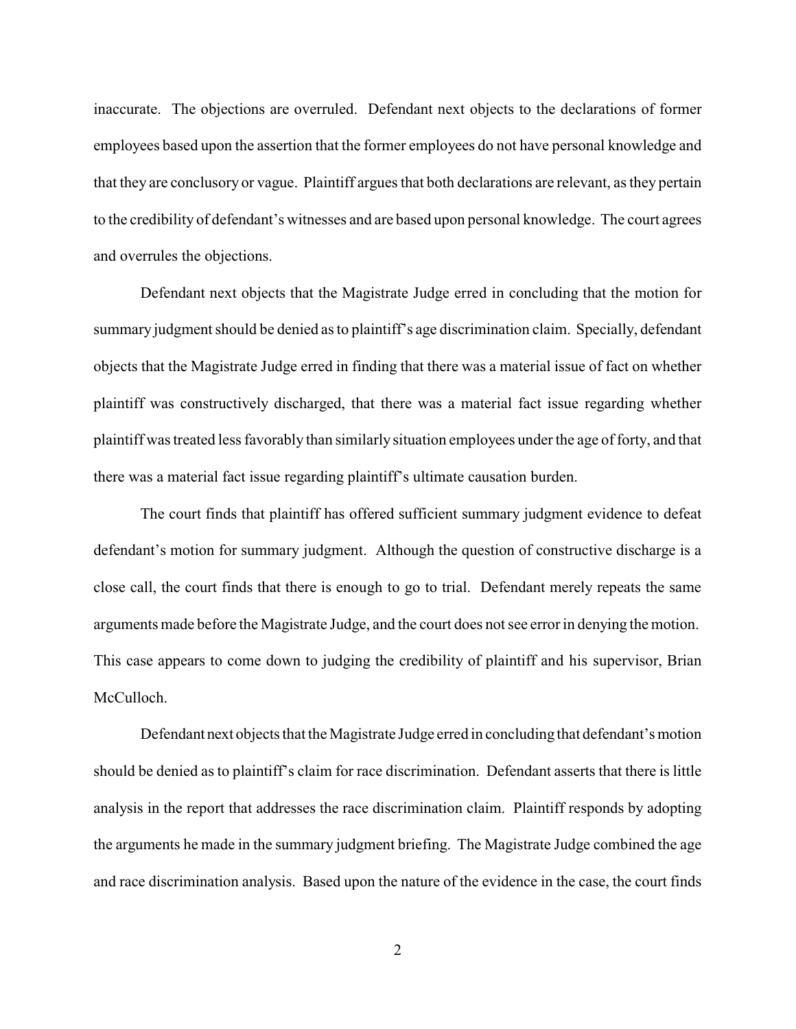inaccurate. The objections are overruled. Defendant next objects to the declarations of former employees based upon the assertion that the former employees do not have personal knowledge and that they are conclusory or vague. Plaintiff argues that both declarations are relevant, as they pertain to the credibility of defendant's witnesses and are based upon personal knowledge. The court agrees and overrules the objections.

Defendant next objects that the Magistrate Judge erred in concluding that the motion for summary judgment should be denied as to plaintiff's age discrimination claim. Specially, defendant objects that the Magistrate Judge erred in finding that there was a material issue of fact on whether plaintiff was constructively discharged, that there was a material fact issue regarding whether plaintiff was treated less favorably than similarly situation employees under the age of forty, and that there was a material fact issue regarding plaintiff's ultimate causation burden.

The court finds that plaintiff has offered sufficient summary judgment evidence to defeat defendant's motion for summary judgment. Although the question of constructive discharge is a close call, the court finds that there is enough to go to trial. Defendant merely repeats the same arguments made before the Magistrate Judge, and the court does not see error in denying the motion. This case appears to come down to judging the credibility of plaintiff and his supervisor, Brian McCulloch.

Defendant next objects that the Magistrate Judge erred in concluding that defendant's motion should be denied as to plaintiff's claim for race discrimination. Defendant asserts that there is little analysis in the report that addresses the race discrimination claim. Plaintiff responds by adopting the arguments he made in the summary judgment briefing. The Magistrate Judge combined the age and race discrimination analysis. Based upon the nature of the evidence in the case, the court finds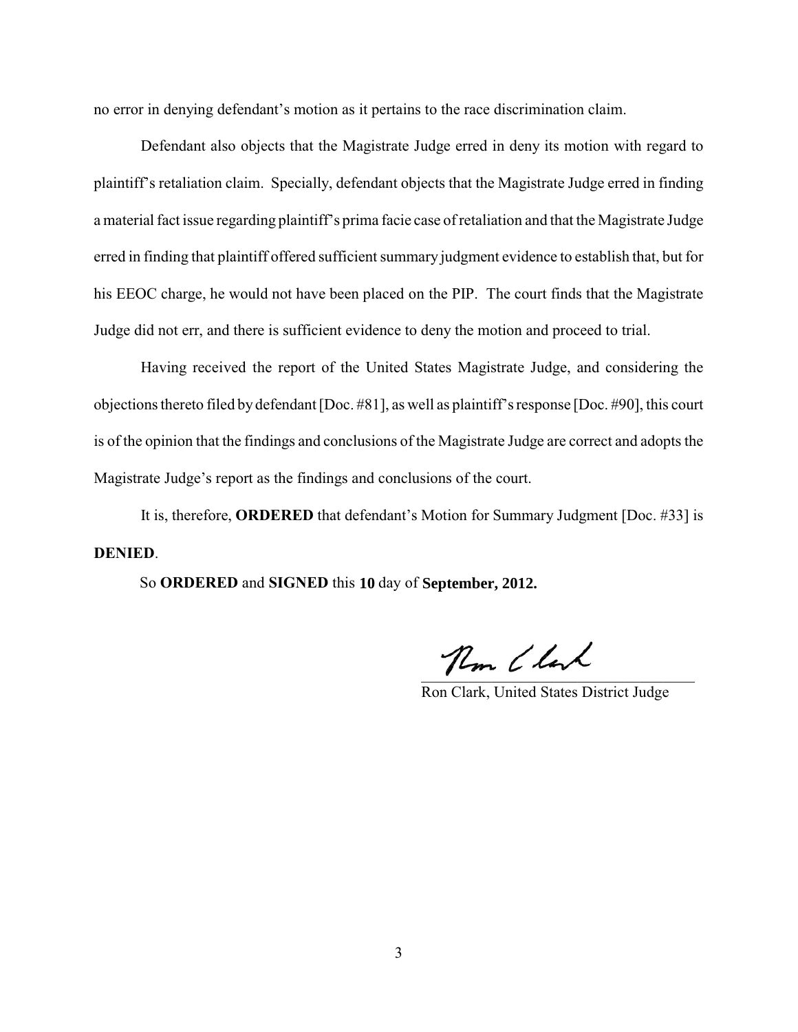no error in denying defendant's motion as it pertains to the race discrimination claim.

Defendant also objects that the Magistrate Judge erred in deny its motion with regard to plaintiff's retaliation claim. Specially, defendant objects that the Magistrate Judge erred in finding a material fact issue regarding plaintiff's prima facie case of retaliation and that the Magistrate Judge erred in finding that plaintiff offered sufficient summary judgment evidence to establish that, but for his EEOC charge, he would not have been placed on the PIP. The court finds that the Magistrate Judge did not err, and there is sufficient evidence to deny the motion and proceed to trial.

Having received the report of the United States Magistrate Judge, and considering the objections thereto filed by defendant [Doc. #81], as well as plaintiff's response [Doc. #90], this court is of the opinion that the findings and conclusions of the Magistrate Judge are correct and adopts the Magistrate Judge's report as the findings and conclusions of the court.

It is, therefore, **ORDERED** that defendant's Motion for Summary Judgment [Doc. #33] is **DENIED**.

So **ORDERED** and **SIGNED** this **10** day of **September, 2012.**

Ron Clark, United States District Judge